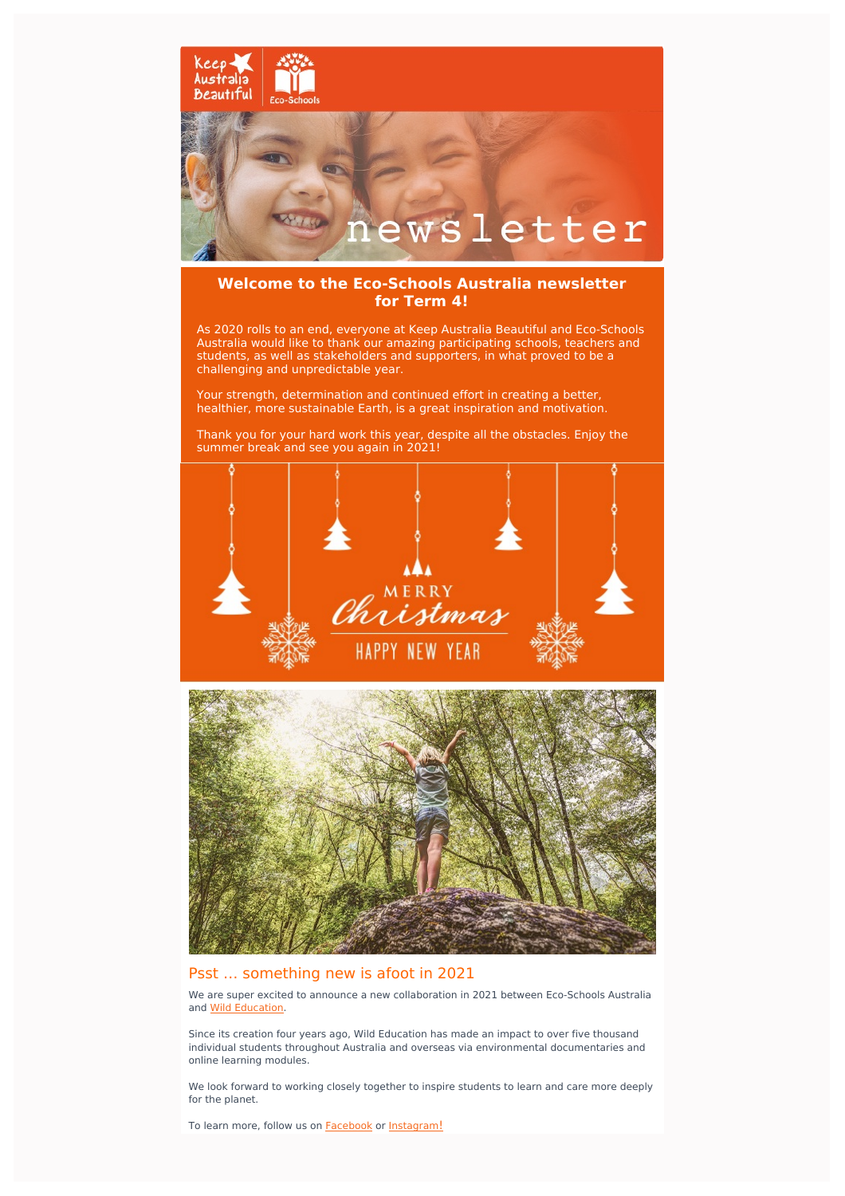Keep Australia Beautiful | Eco-Schools

newsletter

## Welcome to the Eco-Schools Australia newsletter for Term 4!

As 2020 rolls to an end, everyone at Keep Australia Beautiful and Eco-Schools Australia would like to thank our amazing participating schools, teachers and students, as well as stakeholders and supporters, in what proved to be a challenging and unpredictable year.

Your strength, determination and continued effort in creating a better, healthier, more sustainable Earth, is a great inspiration and motivation.

Thank you for your hard work this year, despite all the obstacles. Enjoy the summer break and see you again in 2021!

MERRY Christmas

HAPPY NEW YEAR

## Psst ... something new is afoot in 2021

We are super excited to announce a new collaboration in 2021 between Eco-Schools Australia and Wild Education.

Since its creation four years ago, Wild Education has made an impact to over five thousand individual students throughout Australia and overseas via environmental documentaries and online learning modules.

We look forward to working closely together to inspire students to learn and care more deeply for the planet.

To learn more, follow us on Facebook or Instagram!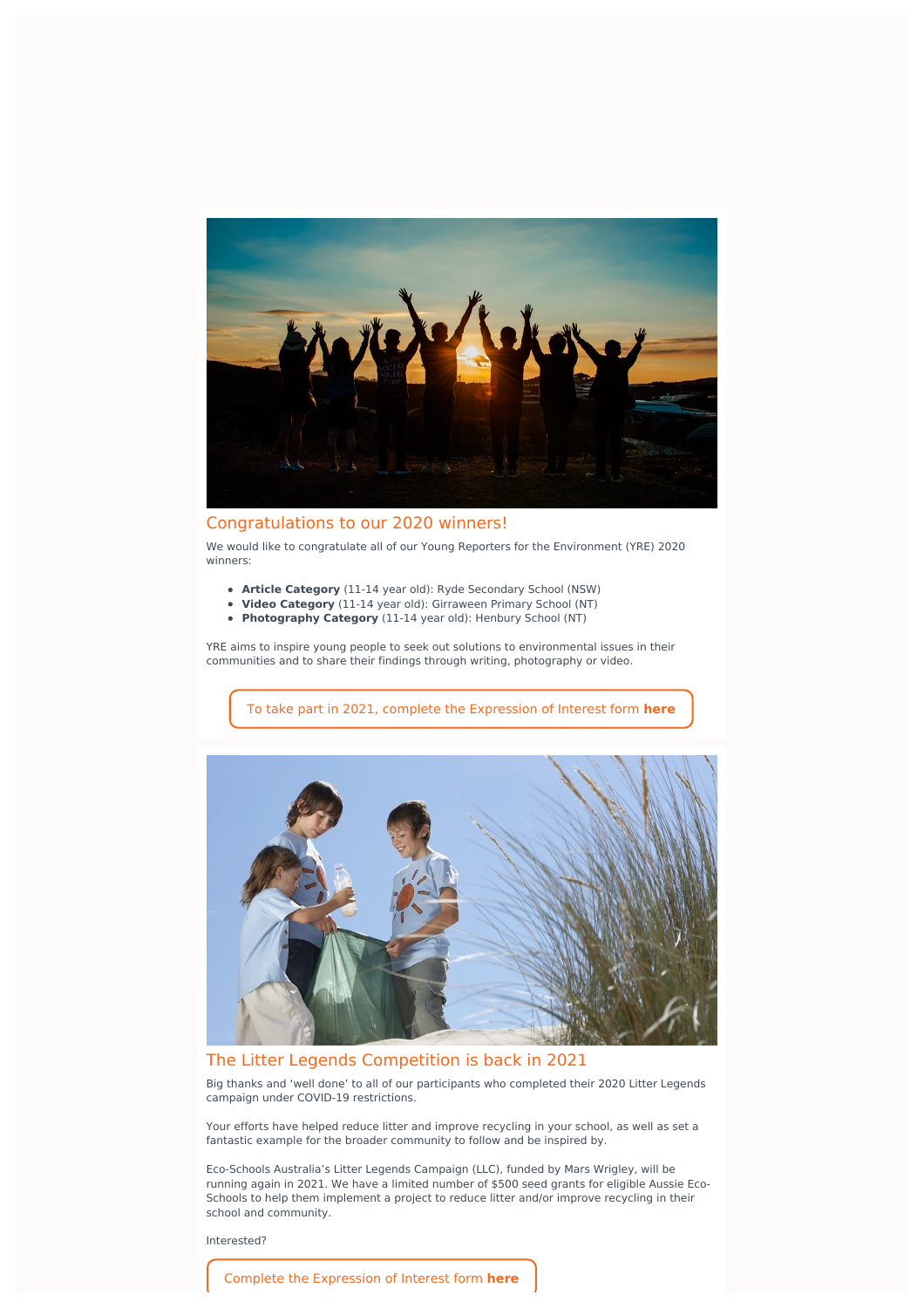## Congratulations to our 2020 winners!

We would like to congratulate all of our Young Reporters for the Environment (YRE) 2020 winners:

- **Article Category** (11-14 year old): Ryde Secondary School (NSW)
- **Video Category** (11-14 year old): Girraween Primary School (NT)
- **Photography Category** (11-14 year old): Henbury School (NT)

YRE aims to inspire young people to seek out solutions to environmental issues in their communities and to share their findings through writing, photography or video.

To take part in 2021, complete the Expression of Interest form **here**

## The Litter Legends Competition is back in 2021

Big thanks and 'well done' to all of our participants who completed their 2020 Litter Legends campaign under COVID-19 restrictions.

Your efforts have helped reduce litter and improve recycling in your school, as well as set a fantastic example for the broader community to follow and be inspired by.

Eco-Schools Australia's Litter Legends Campaign (LLC), funded by Mars Wrigley, will be running again in 2021. We have a limited number of $500 seed grants for eligible Aussie Eco-Schools to help them implement a project to reduce litter and/or improve recycling in their school and community.

Interested?

Complete the Expression of Interest form **here**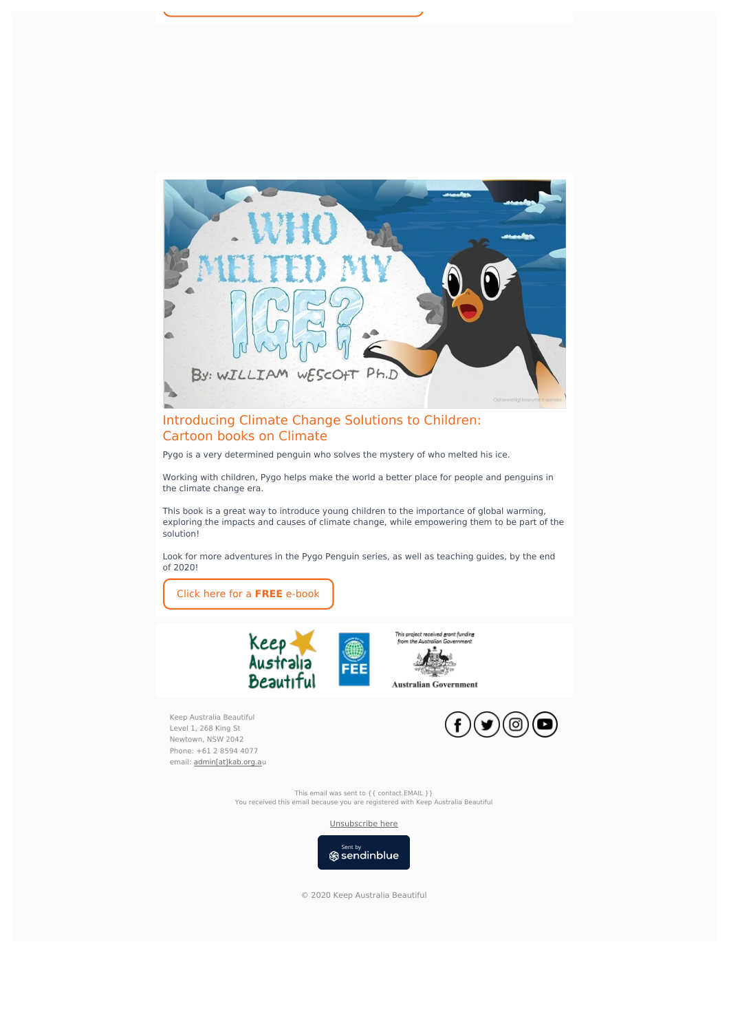## Introducing Climate Change Solutions to Children: Cartoon books on Climate

Pygo is a very determined penguin who solves the mystery of who melted his ice.

Working with children, Pygo helps make the world a better place for people and penguins in the climate change era.

This book is a great way to introduce young children to the importance of global warming, exploring the impacts and causes of climate change, while empowering them to be part of the solution!

Look for more adventures in the Pygo Penguin series, as well as teaching guides, by the end of 2020!

Click here for a **FREE** e-book

Keep Australia Beautiful
Level 1, 268 King St
Newtown, NSW 2042
Phone: +61 2 8594 4077
email: admin[at]kab.org.au

This email was sent to {{ contact.EMAIL }}
You received this email because you are registered with Keep Australia Beautiful

Unsubscribe here

Sent by sendinblue

© 2020 Keep Australia Beautiful